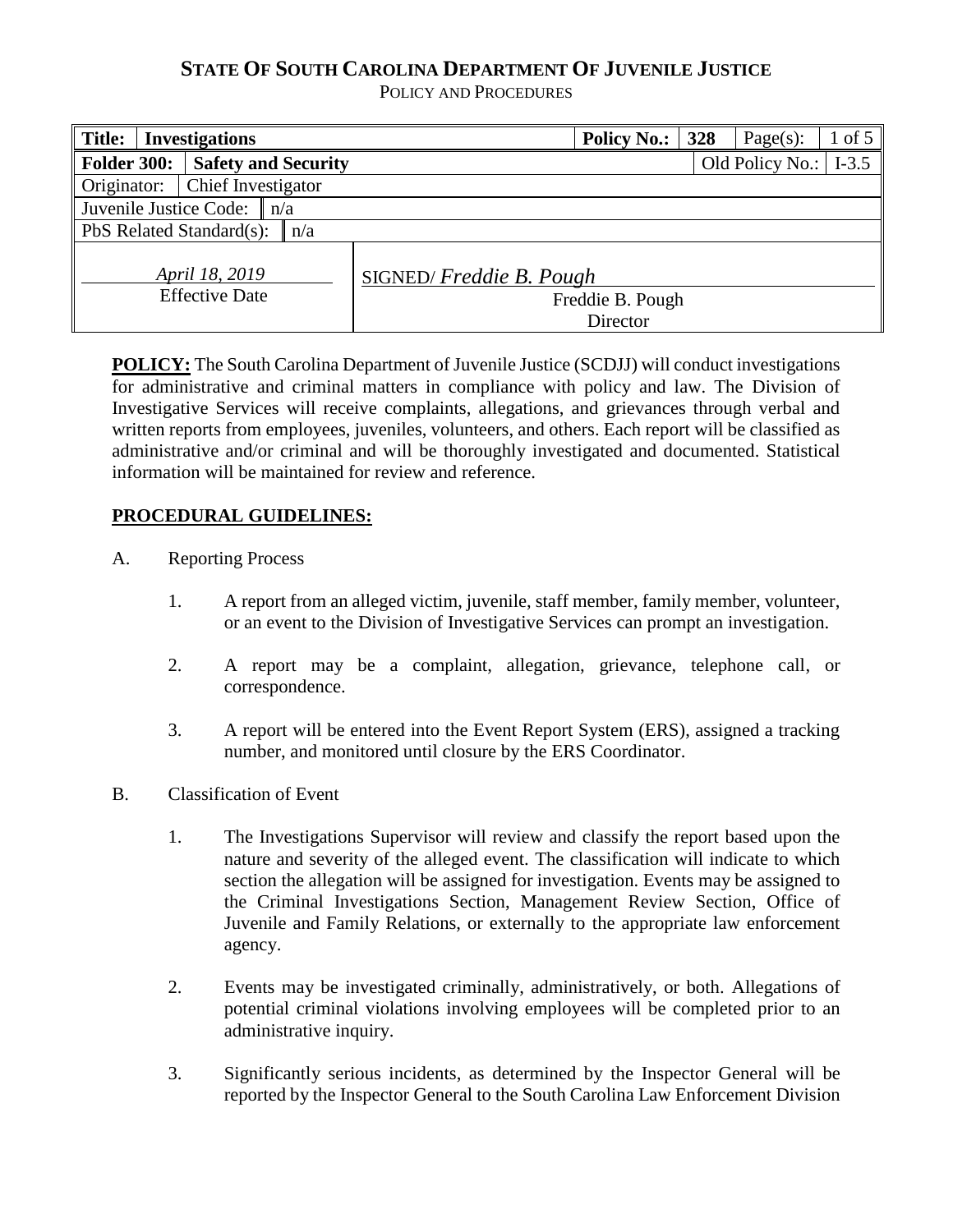# STATE OF SOUTH CAROLINA DEPARTMENT OF JUVENILE JUSTICE

POLICY AND PROCEDURES

| **Title:** | **Investigations** | | **Policy No.:** | **328** | Page(s): | 1 of 5 |
|---|---|---|---|---|---|---|
| **Folder 300:** | **Safety and Security** | | | | Old Policy No.: | I-3.5 |
| Originator: | Chief Investigator | | | | | |
| Juvenile Justice Code: | n/a | | | | | |
| PbS Related Standard(s): | n/a | | | | | |
| *April 18, 2019* Effective Date | | SIGNED/ *Freddie B. Pough* Freddie B. Pough Director | | | | |

**POLICY:** The South Carolina Department of Juvenile Justice (SCDJJ) will conduct investigations for administrative and criminal matters in compliance with policy and law. The Division of Investigative Services will receive complaints, allegations, and grievances through verbal and written reports from employees, juveniles, volunteers, and others. Each report will be classified as administrative and/or criminal and will be thoroughly investigated and documented. Statistical information will be maintained for review and reference.

**PROCEDURAL GUIDELINES:**

A. Reporting Process

1. A report from an alleged victim, juvenile, staff member, family member, volunteer, or an event to the Division of Investigative Services can prompt an investigation.

2. A report may be a complaint, allegation, grievance, telephone call, or correspondence.

3. A report will be entered into the Event Report System (ERS), assigned a tracking number, and monitored until closure by the ERS Coordinator.

B. Classification of Event

1. The Investigations Supervisor will review and classify the report based upon the nature and severity of the alleged event. The classification will indicate to which section the allegation will be assigned for investigation. Events may be assigned to the Criminal Investigations Section, Management Review Section, Office of Juvenile and Family Relations, or externally to the appropriate law enforcement agency.

2. Events may be investigated criminally, administratively, or both. Allegations of potential criminal violations involving employees will be completed prior to an administrative inquiry.

3. Significantly serious incidents, as determined by the Inspector General will be reported by the Inspector General to the South Carolina Law Enforcement Division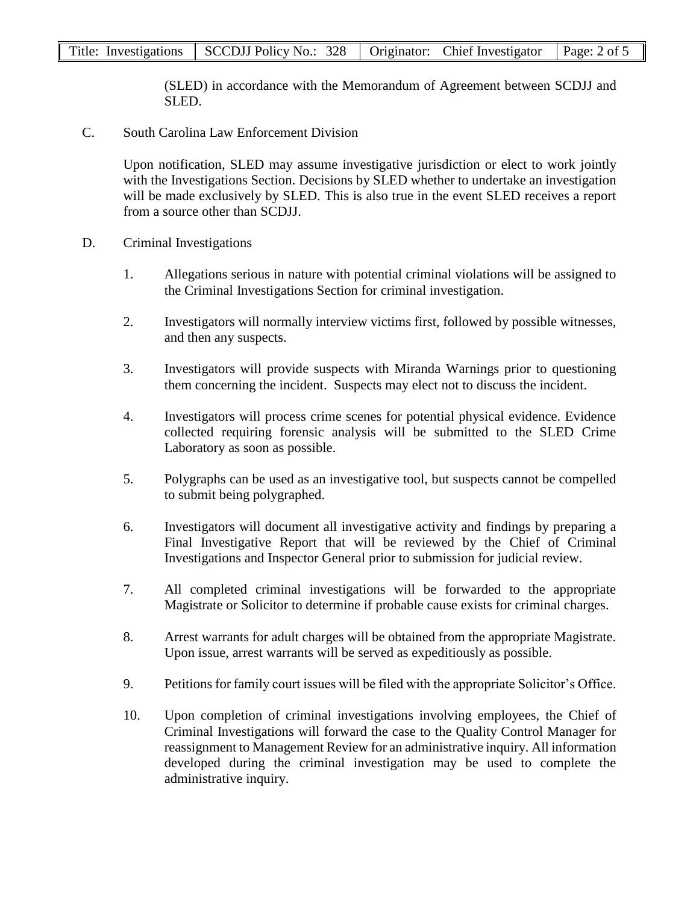(SLED) in accordance with the Memorandum of Agreement between SCDJJ and SLED.

C. South Carolina Law Enforcement Division

Upon notification, SLED may assume investigative jurisdiction or elect to work jointly with the Investigations Section. Decisions by SLED whether to undertake an investigation will be made exclusively by SLED. This is also true in the event SLED receives a report from a source other than SCDJJ.

D. Criminal Investigations

1. Allegations serious in nature with potential criminal violations will be assigned to the Criminal Investigations Section for criminal investigation.

2. Investigators will normally interview victims first, followed by possible witnesses, and then any suspects.

3. Investigators will provide suspects with Miranda Warnings prior to questioning them concerning the incident. Suspects may elect not to discuss the incident.

4. Investigators will process crime scenes for potential physical evidence. Evidence collected requiring forensic analysis will be submitted to the SLED Crime Laboratory as soon as possible.

5. Polygraphs can be used as an investigative tool, but suspects cannot be compelled to submit being polygraphed.

6. Investigators will document all investigative activity and findings by preparing a Final Investigative Report that will be reviewed by the Chief of Criminal Investigations and Inspector General prior to submission for judicial review.

7. All completed criminal investigations will be forwarded to the appropriate Magistrate or Solicitor to determine if probable cause exists for criminal charges.

8. Arrest warrants for adult charges will be obtained from the appropriate Magistrate. Upon issue, arrest warrants will be served as expeditiously as possible.

9. Petitions for family court issues will be filed with the appropriate Solicitor's Office.

10. Upon completion of criminal investigations involving employees, the Chief of Criminal Investigations will forward the case to the Quality Control Manager for reassignment to Management Review for an administrative inquiry. All information developed during the criminal investigation may be used to complete the administrative inquiry.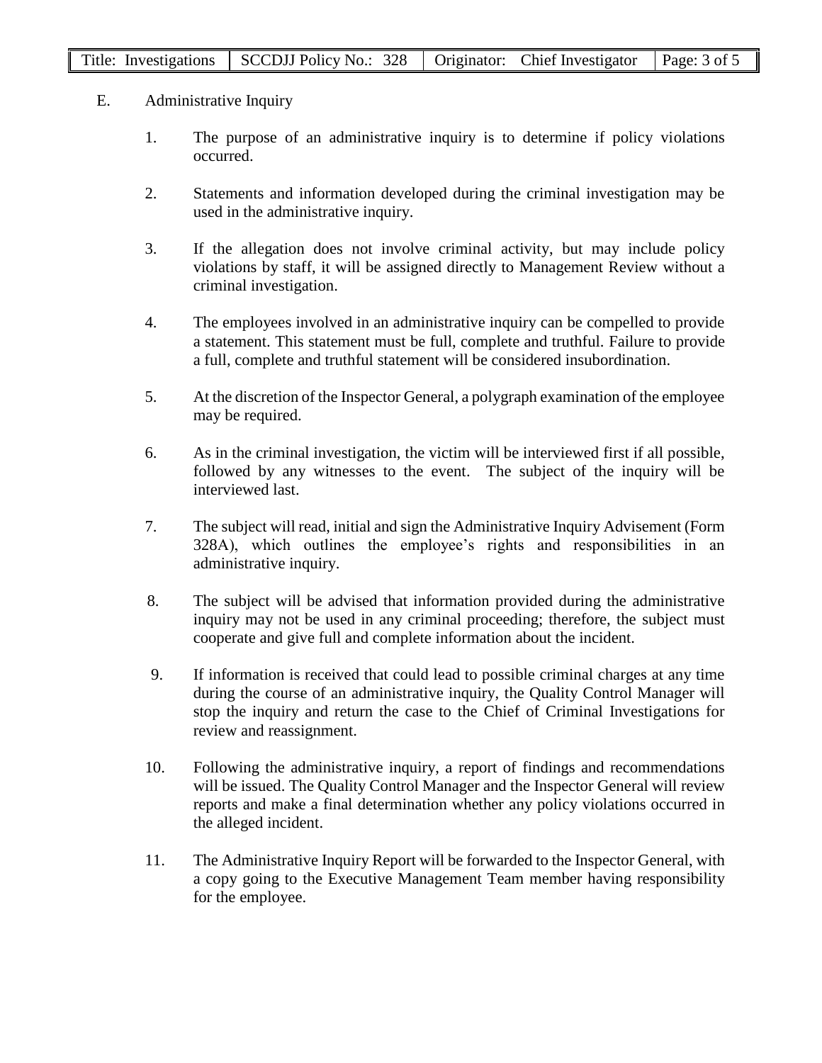E. Administrative Inquiry

1. The purpose of an administrative inquiry is to determine if policy violations occurred.

2. Statements and information developed during the criminal investigation may be used in the administrative inquiry.

3. If the allegation does not involve criminal activity, but may include policy violations by staff, it will be assigned directly to Management Review without a criminal investigation.

4. The employees involved in an administrative inquiry can be compelled to provide a statement. This statement must be full, complete and truthful. Failure to provide a full, complete and truthful statement will be considered insubordination.

5. At the discretion of the Inspector General, a polygraph examination of the employee may be required.

6. As in the criminal investigation, the victim will be interviewed first if all possible, followed by any witnesses to the event. The subject of the inquiry will be interviewed last.

7. The subject will read, initial and sign the Administrative Inquiry Advisement (Form 328A), which outlines the employee's rights and responsibilities in an administrative inquiry.

8. The subject will be advised that information provided during the administrative inquiry may not be used in any criminal proceeding; therefore, the subject must cooperate and give full and complete information about the incident.

9. If information is received that could lead to possible criminal charges at any time during the course of an administrative inquiry, the Quality Control Manager will stop the inquiry and return the case to the Chief of Criminal Investigations for review and reassignment.

10. Following the administrative inquiry, a report of findings and recommendations will be issued. The Quality Control Manager and the Inspector General will review reports and make a final determination whether any policy violations occurred in the alleged incident.

11. The Administrative Inquiry Report will be forwarded to the Inspector General, with a copy going to the Executive Management Team member having responsibility for the employee.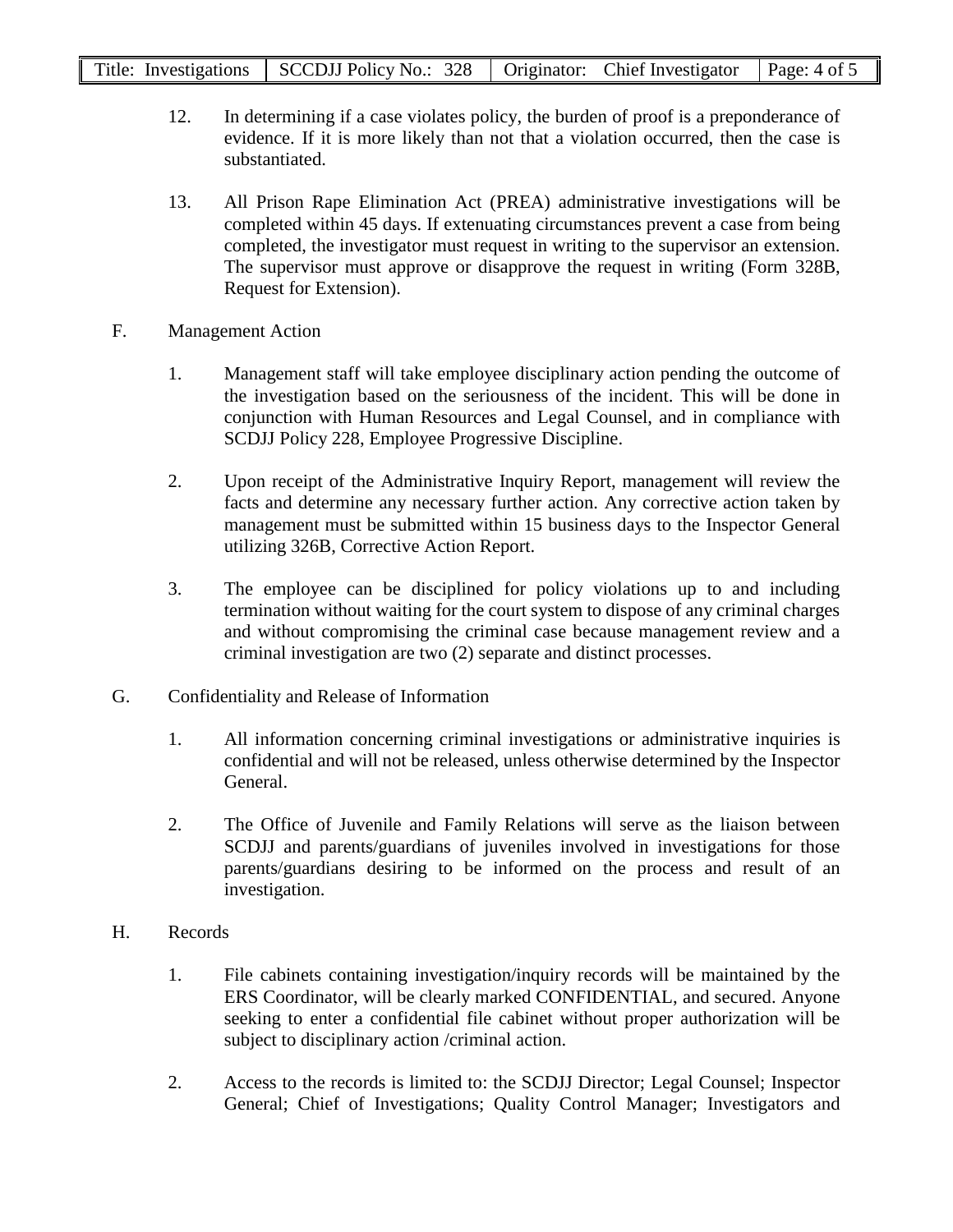12. In determining if a case violates policy, the burden of proof is a preponderance of evidence. If it is more likely than not that a violation occurred, then the case is substantiated.

13. All Prison Rape Elimination Act (PREA) administrative investigations will be completed within 45 days. If extenuating circumstances prevent a case from being completed, the investigator must request in writing to the supervisor an extension. The supervisor must approve or disapprove the request in writing (Form 328B, Request for Extension).

F. Management Action

1. Management staff will take employee disciplinary action pending the outcome of the investigation based on the seriousness of the incident. This will be done in conjunction with Human Resources and Legal Counsel, and in compliance with SCDJJ Policy 228, Employee Progressive Discipline.

2. Upon receipt of the Administrative Inquiry Report, management will review the facts and determine any necessary further action. Any corrective action taken by management must be submitted within 15 business days to the Inspector General utilizing 326B, Corrective Action Report.

3. The employee can be disciplined for policy violations up to and including termination without waiting for the court system to dispose of any criminal charges and without compromising the criminal case because management review and a criminal investigation are two (2) separate and distinct processes.

G. Confidentiality and Release of Information

1. All information concerning criminal investigations or administrative inquiries is confidential and will not be released, unless otherwise determined by the Inspector General.

2. The Office of Juvenile and Family Relations will serve as the liaison between SCDJJ and parents/guardians of juveniles involved in investigations for those parents/guardians desiring to be informed on the process and result of an investigation.

H. Records

1. File cabinets containing investigation/inquiry records will be maintained by the ERS Coordinator, will be clearly marked CONFIDENTIAL, and secured. Anyone seeking to enter a confidential file cabinet without proper authorization will be subject to disciplinary action /criminal action.

2. Access to the records is limited to: the SCDJJ Director; Legal Counsel; Inspector General; Chief of Investigations; Quality Control Manager; Investigators and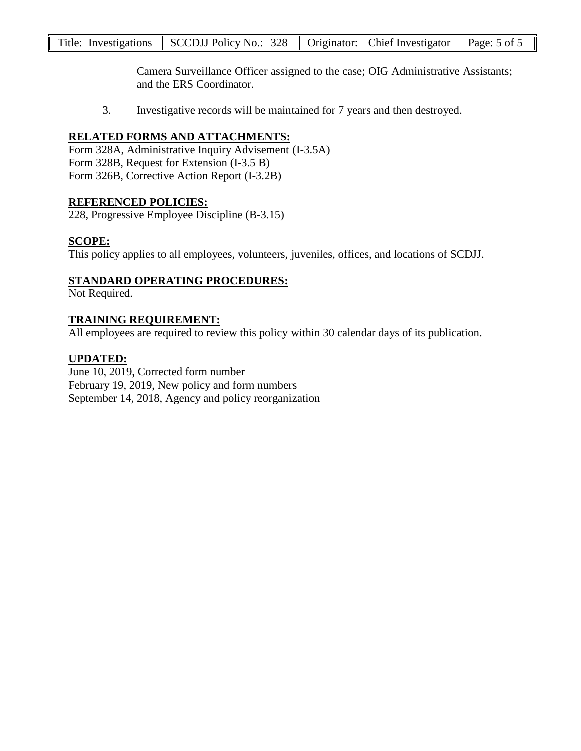Camera Surveillance Officer assigned to the case; OIG Administrative Assistants; and the ERS Coordinator.

3. Investigative records will be maintained for 7 years and then destroyed.

## RELATED FORMS AND ATTACHMENTS:

Form 328A, Administrative Inquiry Advisement (I-3.5A)
Form 328B, Request for Extension (I-3.5 B)
Form 326B, Corrective Action Report (I-3.2B)

## REFERENCED POLICIES:

228, Progressive Employee Discipline (B-3.15)

## SCOPE:

This policy applies to all employees, volunteers, juveniles, offices, and locations of SCDJJ.

## STANDARD OPERATING PROCEDURES:

Not Required.

## TRAINING REQUIREMENT:

All employees are required to review this policy within 30 calendar days of its publication.

## UPDATED:

June 10, 2019, Corrected form number
February 19, 2019, New policy and form numbers
September 14, 2018, Agency and policy reorganization